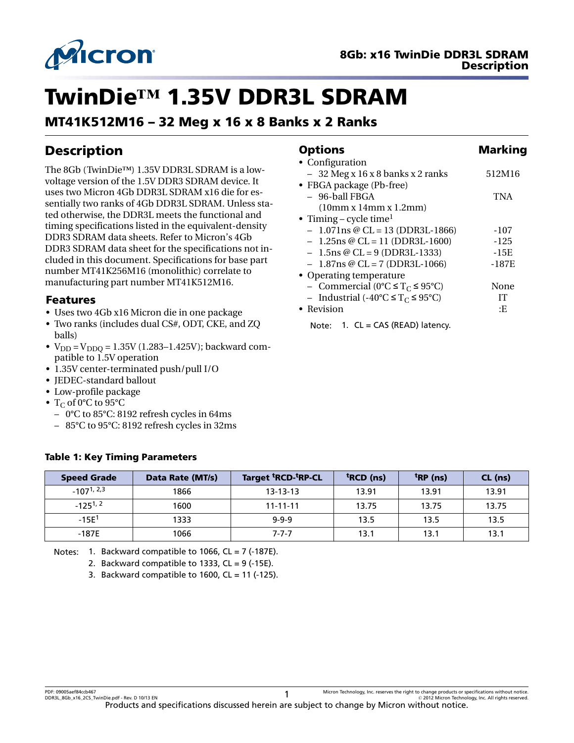# TwinDie™ 1.35V DDR3L SDRAM

## MT41K512M16 – 32 Meg x 16 x 8 Banks x 2 Ranks

## Description

The 8Gb (TwinDie™) 1.35V DDR3L SDRAM is a low-voltage version of the 1.5V DDR3 SDRAM device. It uses two Micron 4Gb DDR3L SDRAM x16 die for essentially two ranks of 4Gb DDR3L SDRAM. Unless stated otherwise, the DDR3L meets the functional and timing specifications listed in the equivalent-density DDR3 SDRAM data sheets. Refer to Micron's 4Gb DDR3 SDRAM data sheet for the specifications not included in this document. Specifications for base part number MT41K256M16 (monolithic) correlate to manufacturing part number MT41K512M16.

### Features

- Uses two 4Gb x16 Micron die in one package
- Two ranks (includes dual CS#, ODT, CKE, and ZQ balls)
- $V_{DD} = V_{DDQ}$ = 1.35V (1.283–1.425V); backward compatible to 1.5V operation
- 1.35V center-terminated push/pull I/O
- JEDEC-standard ballout
- Low-profile package
- $T_C$ of 0°C to 95°C
  - 0°C to 85°C: 8192 refresh cycles in 64ms
  - 85°C to 95°C: 8192 refresh cycles in 32ms

## Options

| Options | Marking |
|---|---|
| • Configuration | |
| – 32 Meg x 16 x 8 banks x 2 ranks | 512M16 |
| • FBGA package (Pb-free) | |
| – 96-ball FBGA (10mm x 14mm x 1.2mm) | TNA |
| • Timing – cycle time[1] | |
| – 1.071ns @ CL = 13 (DDR3L-1866) | -107 |
| – 1.25ns @ CL = 11 (DDR3L-1600) | -125 |
| – 1.5ns @ CL = 9 (DDR3L-1333) | -15E |
| – 1.87ns @ CL = 7 (DDR3L-1066) | -187E |
| • Operating temperature | |
| – Commercial (0°C ≤ $T_C$ ≤ 95°C) | None |
| – Industrial (-40°C ≤ $T_C$ ≤ 95°C) | IT |
| • Revision | :E |

Note: 1. CL = CAS (READ) latency.

**Table 1: Key Timing Parameters**

| Speed Grade | Data Rate (MT/s) | Target $^t$RCD-$^t$RP-CL | $^t$RCD (ns) | $^t$RP (ns) | CL (ns) |
|---|---|---|---|---|---|
| -107[1, 2,3] | 1866 | 13-13-13 | 13.91 | 13.91 | 13.91 |
| -125[1, 2] | 1600 | 11-11-11 | 13.75 | 13.75 | 13.75 |
| -15E[1] | 1333 | 9-9-9 | 13.5 | 13.5 | 13.5 |
| -187E | 1066 | 7-7-7 | 13.1 | 13.1 | 13.1 |

Notes: 1. Backward compatible to 1066, CL = 7 (-187E).
2. Backward compatible to 1333, CL = 9 (-15E).
3. Backward compatible to 1600, CL = 11 (-125).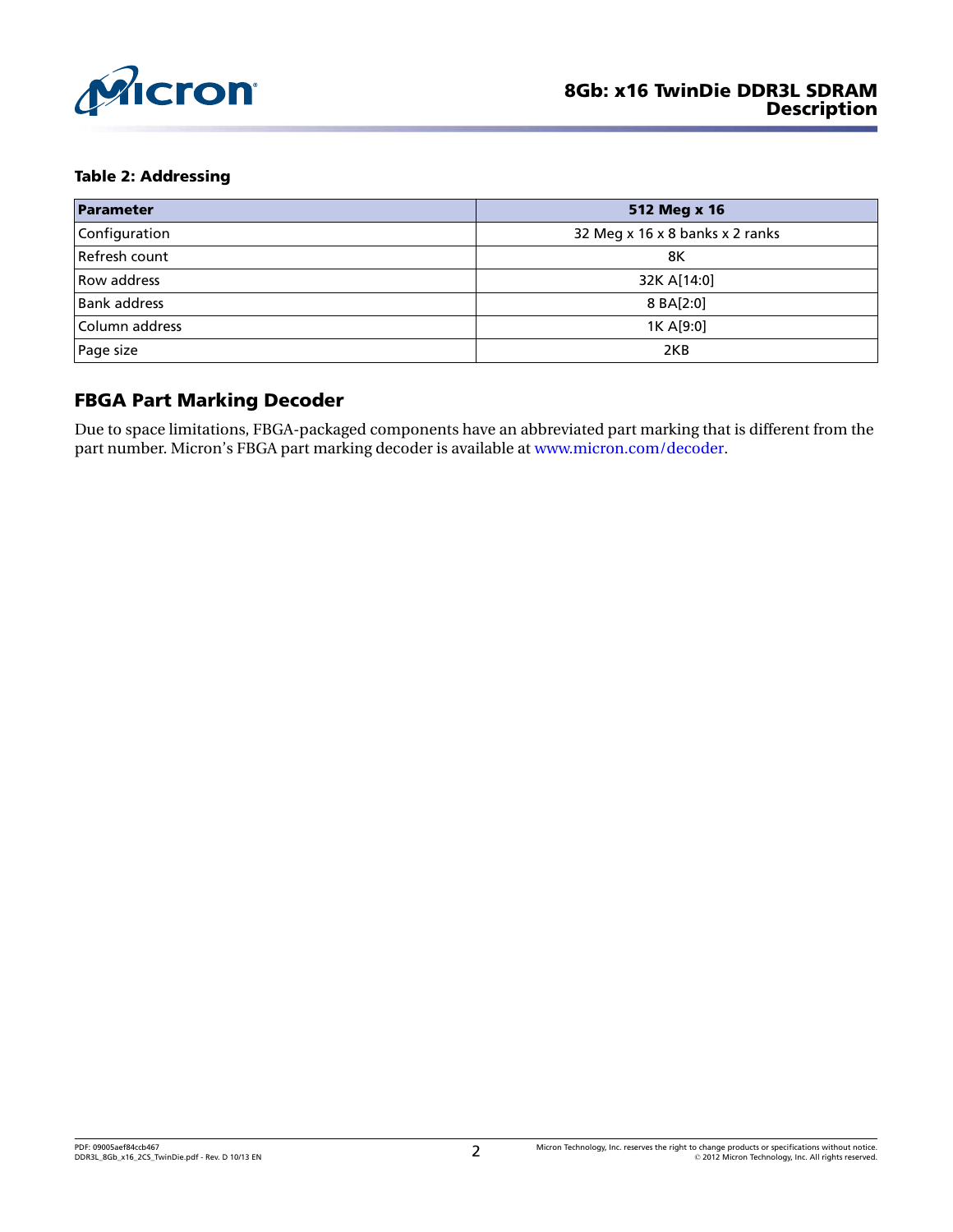**Table 2: Addressing**

| Parameter | 512 Meg x 16 |
| --- | --- |
| Configuration | 32 Meg x 16 x 8 banks x 2 ranks |
| Refresh count | 8K |
| Row address | 32K A[14:0] |
| Bank address | 8 BA[2:0] |
| Column address | 1K A[9:0] |
| Page size | 2KB |

## FBGA Part Marking Decoder

Due to space limitations, FBGA-packaged components have an abbreviated part marking that is different from the part number. Micron's FBGA part marking decoder is available at www.micron.com/decoder.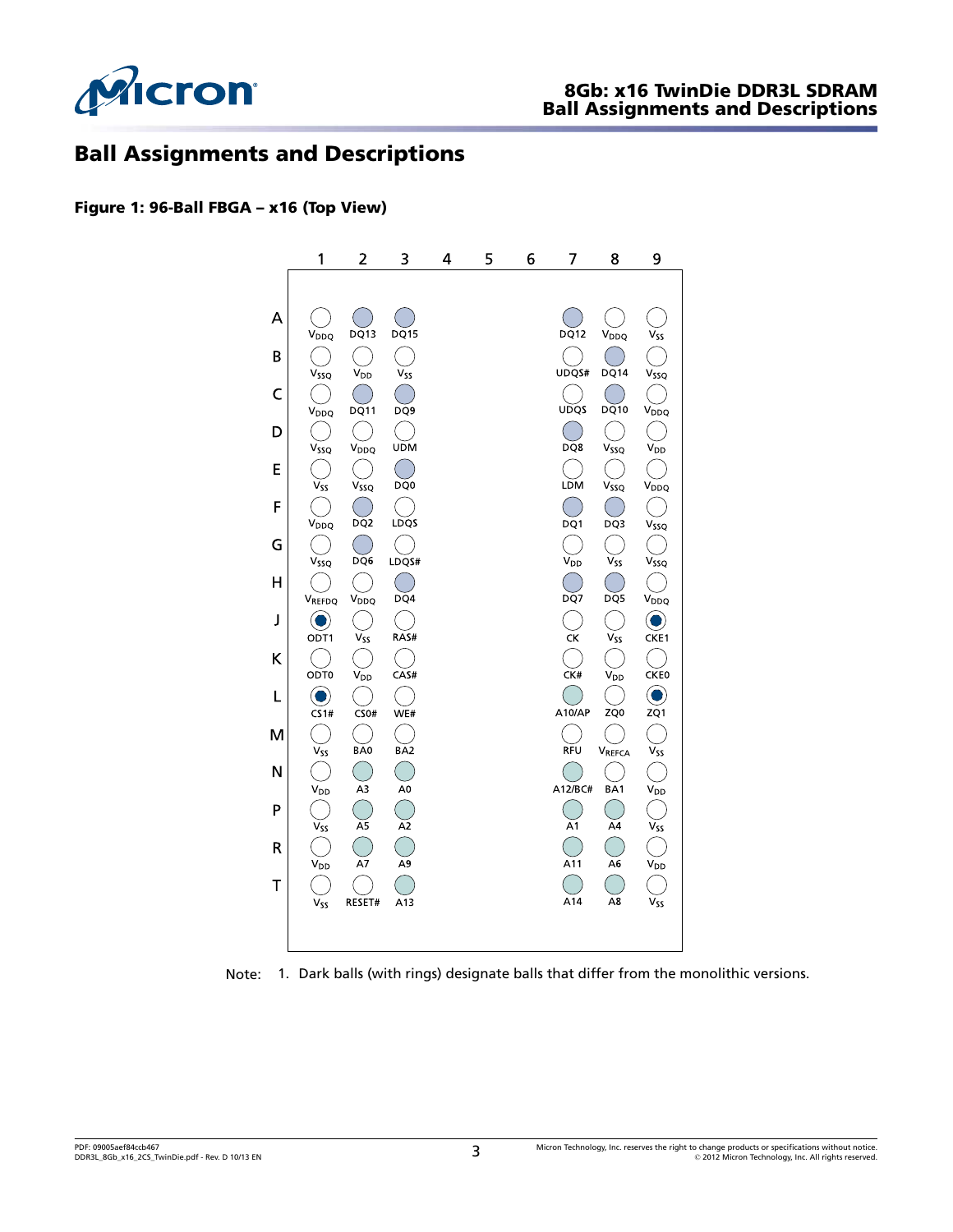# Ball Assignments and Descriptions

**Figure 1: 96-Ball FBGA – x16 (Top View)**

|   | 1 | 2 | 3 | 4 | 5 | 6 | 7 | 8 | 9 |
|---|---|---|---|---|---|---|---|---|---|
| A | $V_{DDQ}$ | DQ13 | DQ15 | | | | DQ12 | $V_{DDQ}$ | $V_{SS}$ |
| B | $V_{SSQ}$ | $V_{DD}$ | $V_{SS}$ | | | | UDQS# | DQ14 | $V_{SSQ}$ |
| C | $V_{DDQ}$ | DQ11 | DQ9 | | | | UDQS | DQ10 | $V_{DDQ}$ |
| D | $V_{SSQ}$ | $V_{DDQ}$ | UDM | | | | DQ8 | $V_{SSQ}$ | $V_{DD}$ |
| E | $V_{SS}$ | $V_{SSQ}$ | DQ0 | | | | LDM | $V_{SSQ}$ | $V_{DDQ}$ |
| F | $V_{DDQ}$ | DQ2 | LDQS | | | | DQ1 | DQ3 | $V_{SSQ}$ |
| G | $V_{SSQ}$ | DQ6 | LDQS# | | | | $V_{DD}$ | $V_{SS}$ | $V_{SSQ}$ |
| H | $V_{REFDQ}$ | $V_{DDQ}$ | DQ4 | | | | DQ7 | DQ5 | $V_{DDQ}$ |
| J | ODT1 | $V_{SS}$ | RAS# | | | | CK | $V_{SS}$ | CKE1 |
| K | ODT0 | $V_{DD}$ | CAS# | | | | CK# | $V_{DD}$ | CKE0 |
| L | CS1# | CS0# | WE# | | | | A10/AP | ZQ0 | ZQ1 |
| M | $V_{SS}$ | BA0 | BA2 | | | | RFU | $V_{REFCA}$ | $V_{SS}$ |
| N | $V_{DD}$ | A3 | A0 | | | | A12/BC# | BA1 | $V_{DD}$ |
| P | $V_{SS}$ | A5 | A2 | | | | A1 | A4 | $V_{SS}$ |
| R | $V_{DD}$ | A7 | A9 | | | | A11 | A6 | $V_{DD}$ |
| T | $V_{SS}$ | RESET# | A13 | | | | A14 | A8 | $V_{SS}$ |

Note: 1. Dark balls (with rings) designate balls that differ from the monolithic versions.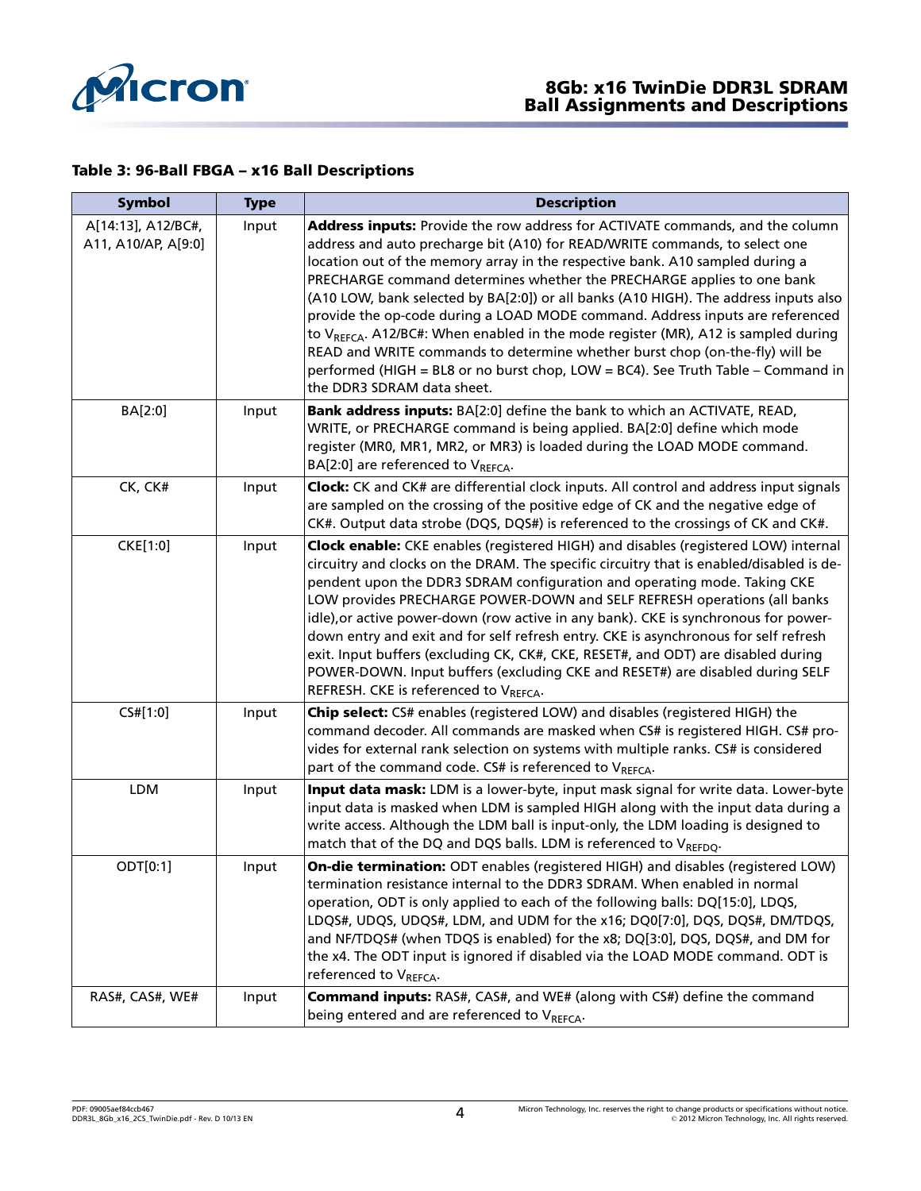**Table 3: 96-Ball FBGA – x16 Ball Descriptions**

| Symbol | Type | Description |
|---|---|---|
| A[14:13], A12/BC#, A11, A10/AP, A[9:0] | Input | **Address inputs:** Provide the row address for ACTIVATE commands, and the column address and auto precharge bit (A10) for READ/WRITE commands, to select one location out of the memory array in the respective bank. A10 sampled during a PRECHARGE command determines whether the PRECHARGE applies to one bank (A10 LOW, bank selected by BA[2:0]) or all banks (A10 HIGH). The address inputs also provide the op-code during a LOAD MODE command. Address inputs are referenced to $V_{REFCA}$. A12/BC#: When enabled in the mode register (MR), A12 is sampled during READ and WRITE commands to determine whether burst chop (on-the-fly) will be performed (HIGH = BL8 or no burst chop, LOW = BC4). See Truth Table – Command in the DDR3 SDRAM data sheet. |
| BA[2:0] | Input | **Bank address inputs:** BA[2:0] define the bank to which an ACTIVATE, READ, WRITE, or PRECHARGE command is being applied. BA[2:0] define which mode register (MR0, MR1, MR2, or MR3) is loaded during the LOAD MODE command. BA[2:0] are referenced to $V_{REFCA}$. |
| CK, CK# | Input | **Clock:** CK and CK# are differential clock inputs. All control and address input signals are sampled on the crossing of the positive edge of CK and the negative edge of CK#. Output data strobe (DQS, DQS#) is referenced to the crossings of CK and CK#. |
| CKE[1:0] | Input | **Clock enable:** CKE enables (registered HIGH) and disables (registered LOW) internal circuitry and clocks on the DRAM. The specific circuitry that is enabled/disabled is dependent upon the DDR3 SDRAM configuration and operating mode. Taking CKE LOW provides PRECHARGE POWER-DOWN and SELF REFRESH operations (all banks idle),or active power-down (row active in any bank). CKE is synchronous for power-down entry and exit and for self refresh entry. CKE is asynchronous for self refresh exit. Input buffers (excluding CK, CK#, CKE, RESET#, and ODT) are disabled during POWER-DOWN. Input buffers (excluding CKE and RESET#) are disabled during SELF REFRESH. CKE is referenced to $V_{REFCA}$. |
| CS#[1:0] | Input | **Chip select:** CS# enables (registered LOW) and disables (registered HIGH) the command decoder. All commands are masked when CS# is registered HIGH. CS# provides for external rank selection on systems with multiple ranks. CS# is considered part of the command code. CS# is referenced to $V_{REFCA}$. |
| LDM | Input | **Input data mask:** LDM is a lower-byte, input mask signal for write data. Lower-byte input data is masked when LDM is sampled HIGH along with the input data during a write access. Although the LDM ball is input-only, the LDM loading is designed to match that of the DQ and DQS balls. LDM is referenced to $V_{REFDQ}$. |
| ODT[0:1] | Input | **On-die termination:** ODT enables (registered HIGH) and disables (registered LOW) termination resistance internal to the DDR3 SDRAM. When enabled in normal operation, ODT is only applied to each of the following balls: DQ[15:0], LDQS, LDQS#, UDQS, UDQS#, LDM, and UDM for the x16; DQ0[7:0], DQS, DQS#, DM/TDQS, and NF/TDQS# (when TDQS is enabled) for the x8; DQ[3:0], DQS, DQS#, and DM for the x4. The ODT input is ignored if disabled via the LOAD MODE command. ODT is referenced to $V_{REFCA}$. |
| RAS#, CAS#, WE# | Input | **Command inputs:** RAS#, CAS#, and WE# (along with CS#) define the command being entered and are referenced to $V_{REFCA}$. |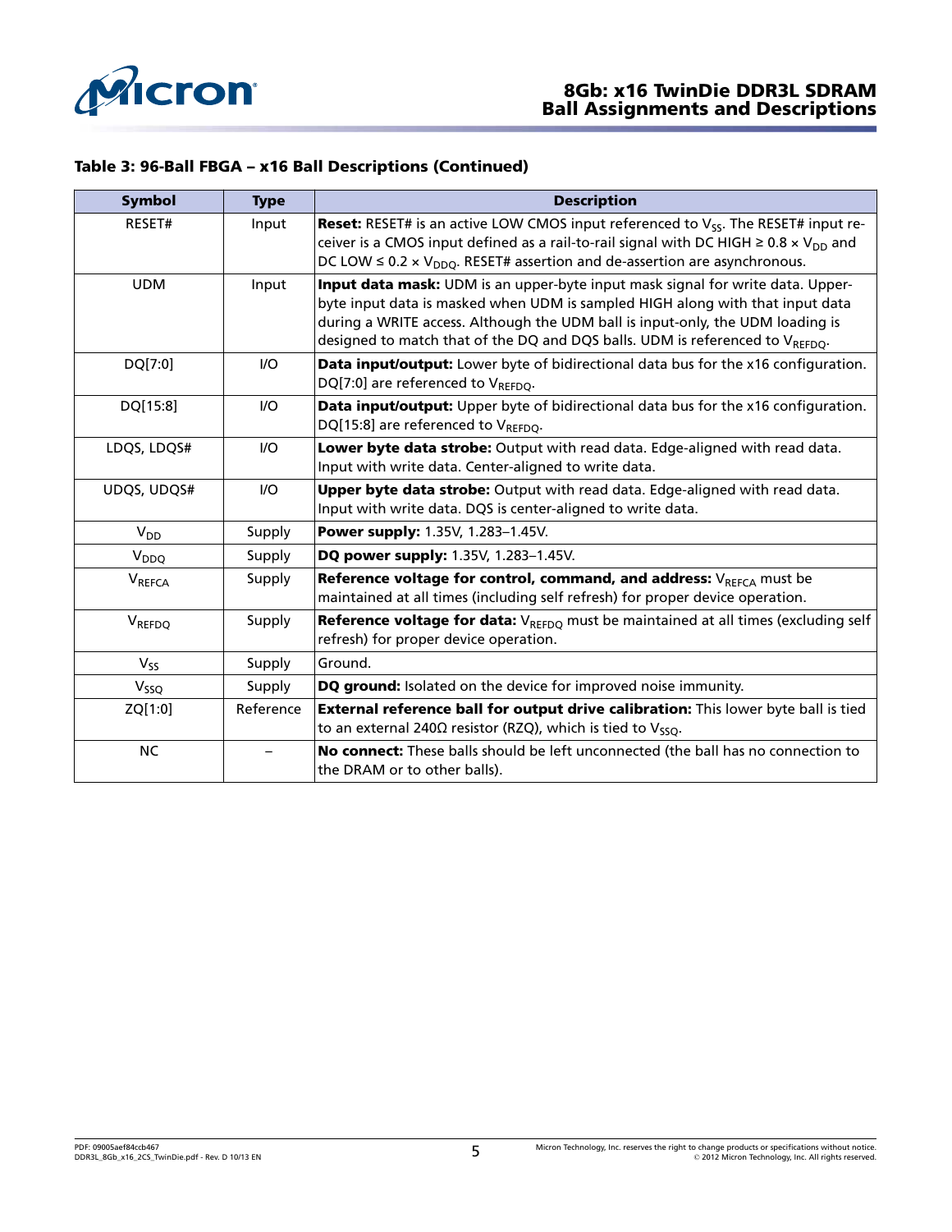### Table 3: 96-Ball FBGA – x16 Ball Descriptions (Continued)

| Symbol | Type | Description |
|---|---|---|
| RESET# | Input | **Reset:** RESET# is an active LOW CMOS input referenced to $V_{SS}$. The RESET# input receiver is a CMOS input defined as a rail-to-rail signal with DC HIGH ≥ 0.8 × $V_{DD}$ and DC LOW ≤ 0.2 × $V_{DDQ}$. RESET# assertion and de-assertion are asynchronous. |
| UDM | Input | **Input data mask:** UDM is an upper-byte input mask signal for write data. Upper-byte input data is masked when UDM is sampled HIGH along with that input data during a WRITE access. Although the UDM ball is input-only, the UDM loading is designed to match that of the DQ and DQS balls. UDM is referenced to $V_{REFDQ}$. |
| DQ[7:0] | I/O | **Data input/output:** Lower byte of bidirectional data bus for the x16 configuration. DQ[7:0] are referenced to $V_{REFDQ}$. |
| DQ[15:8] | I/O | **Data input/output:** Upper byte of bidirectional data bus for the x16 configuration. DQ[15:8] are referenced to $V_{REFDQ}$. |
| LDQS, LDQS# | I/O | **Lower byte data strobe:** Output with read data. Edge-aligned with read data. Input with write data. Center-aligned to write data. |
| UDQS, UDQS# | I/O | **Upper byte data strobe:** Output with read data. Edge-aligned with read data. Input with write data. DQS is center-aligned to write data. |
| $V_{DD}$ | Supply | **Power supply:** 1.35V, 1.283–1.45V. |
| $V_{DDQ}$ | Supply | **DQ power supply:** 1.35V, 1.283–1.45V. |
| $V_{REFCA}$ | Supply | **Reference voltage for control, command, and address:** $V_{REFCA}$ must be maintained at all times (including self refresh) for proper device operation. |
| $V_{REFDQ}$ | Supply | **Reference voltage for data:** $V_{REFDQ}$ must be maintained at all times (excluding self refresh) for proper device operation. |
| $V_{SS}$ | Supply | Ground. |
| $V_{SSQ}$ | Supply | **DQ ground:** Isolated on the device for improved noise immunity. |
| ZQ[1:0] | Reference | **External reference ball for output drive calibration:** This lower byte ball is tied to an external 240Ω resistor (RZQ), which is tied to $V_{SSQ}$. |
| NC | – | **No connect:** These balls should be left unconnected (the ball has no connection to the DRAM or to other balls). |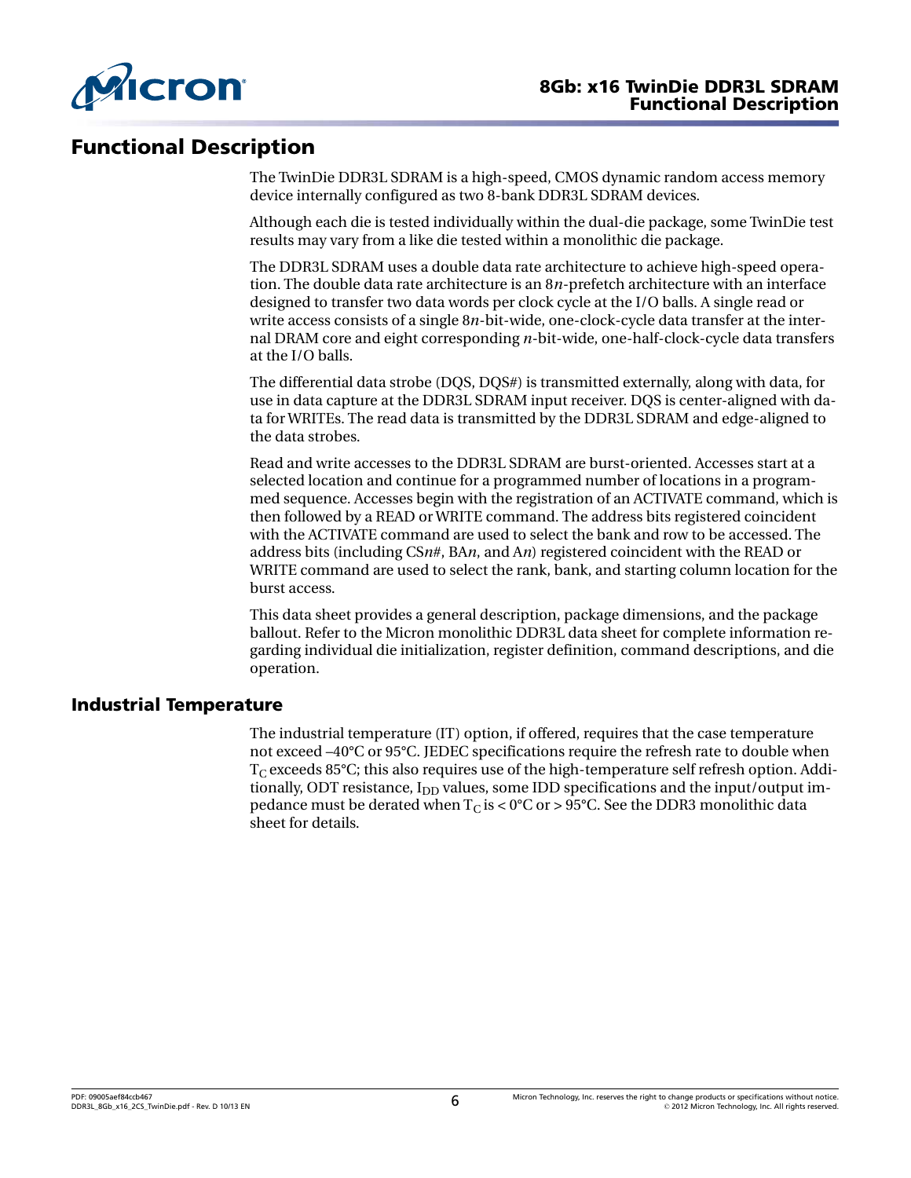# Functional Description

The TwinDie DDR3L SDRAM is a high-speed, CMOS dynamic random access memory device internally configured as two 8-bank DDR3L SDRAM devices.

Although each die is tested individually within the dual-die package, some TwinDie test results may vary from a like die tested within a monolithic die package.

The DDR3L SDRAM uses a double data rate architecture to achieve high-speed operation. The double data rate architecture is an 8*n*-prefetch architecture with an interface designed to transfer two data words per clock cycle at the I/O balls. A single read or write access consists of a single 8*n*-bit-wide, one-clock-cycle data transfer at the internal DRAM core and eight corresponding *n*-bit-wide, one-half-clock-cycle data transfers at the I/O balls.

The differential data strobe (DQS, DQS#) is transmitted externally, along with data, for use in data capture at the DDR3L SDRAM input receiver. DQS is center-aligned with data for WRITEs. The read data is transmitted by the DDR3L SDRAM and edge-aligned to the data strobes.

Read and write accesses to the DDR3L SDRAM are burst-oriented. Accesses start at a selected location and continue for a programmed number of locations in a programmed sequence. Accesses begin with the registration of an ACTIVATE command, which is then followed by a READ or WRITE command. The address bits registered coincident with the ACTIVATE command are used to select the bank and row to be accessed. The address bits (including CS*n*#, BA*n*, and A*n*) registered coincident with the READ or WRITE command are used to select the rank, bank, and starting column location for the burst access.

This data sheet provides a general description, package dimensions, and the package ballout. Refer to the Micron monolithic DDR3L data sheet for complete information regarding individual die initialization, register definition, command descriptions, and die operation.

## Industrial Temperature

The industrial temperature (IT) option, if offered, requires that the case temperature not exceed –40°C or 95°C. JEDEC specifications require the refresh rate to double when $T_C$ exceeds 85°C; this also requires use of the high-temperature self refresh option. Additionally, ODT resistance, $I_{DD}$ values, some IDD specifications and the input/output impedance must be derated when $T_C$ is < 0°C or > 95°C. See the DDR3 monolithic data sheet for details.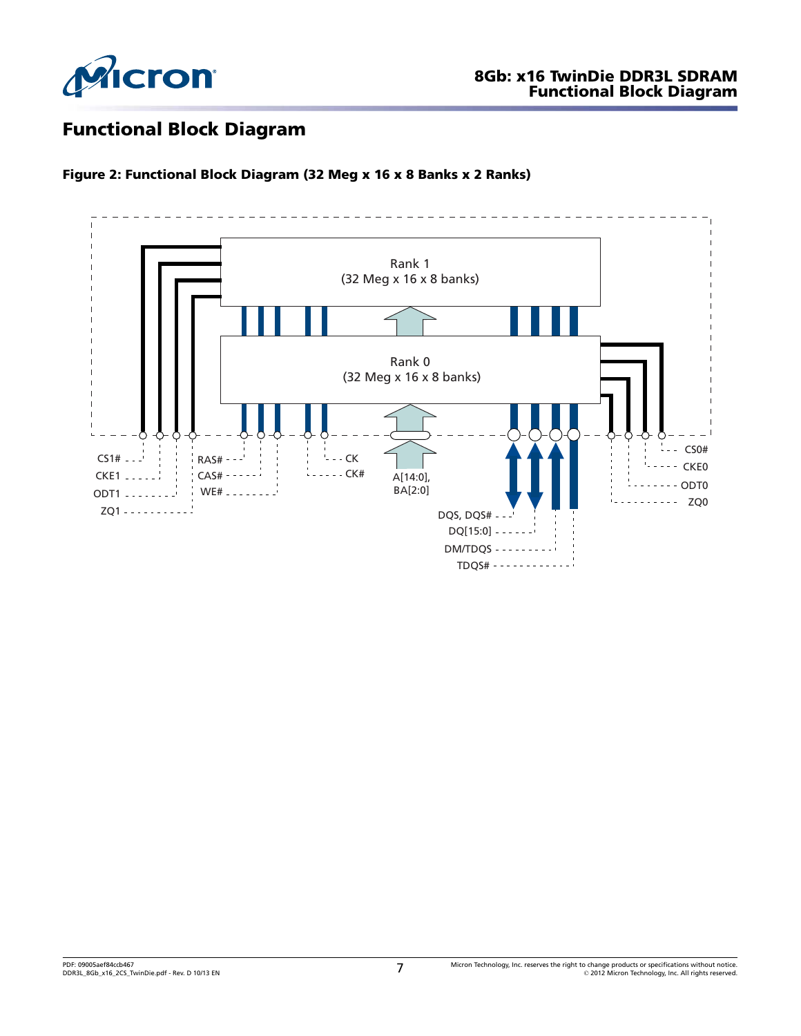# Functional Block Diagram

**Figure 2: Functional Block Diagram (32 Meg x 16 x 8 Banks x 2 Ranks)**

Rank 1
(32 Meg x 16 x 8 banks)

Rank 0
(32 Meg x 16 x 8 banks)

CS1#
CKE1
ODT1
ZQ1
RAS#
CAS#
WE#
CK
CK#
A[14:0],
BA[2:0]
DQS, DQS#
DQ[15:0]
DM/TDQS
TDQS#
CS0#
CKE0
ODT0
ZQ0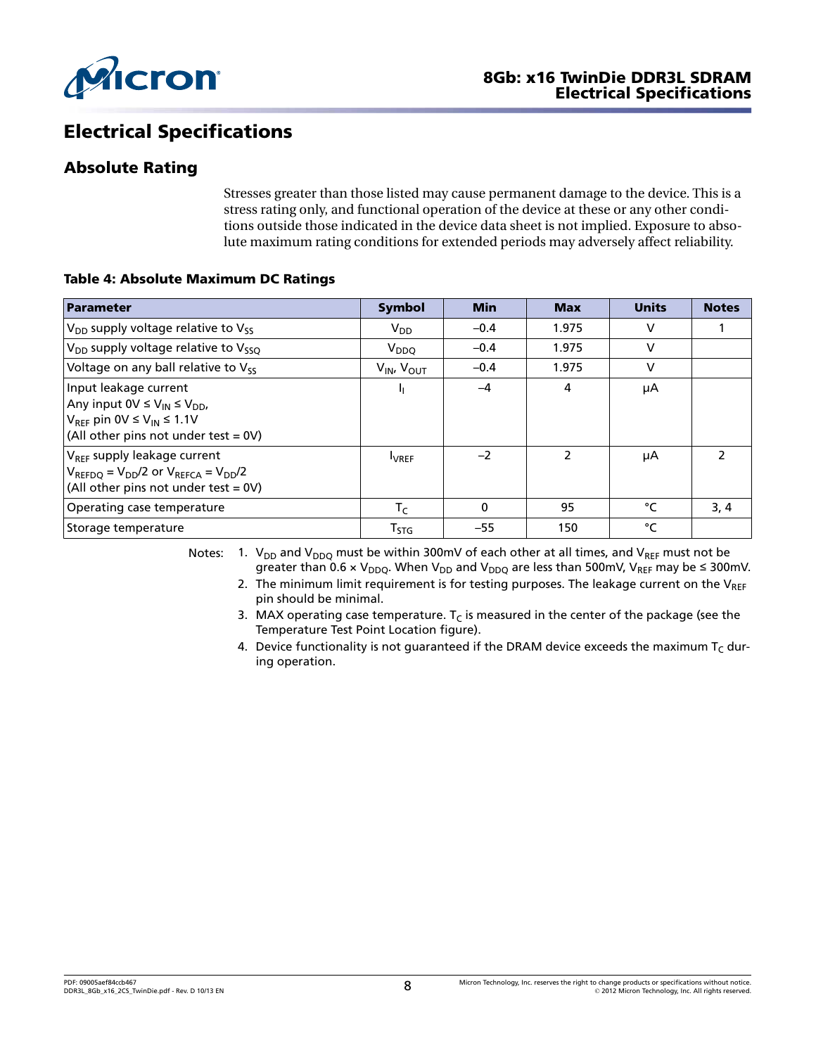# Electrical Specifications

## Absolute Rating

Stresses greater than those listed may cause permanent damage to the device. This is a stress rating only, and functional operation of the device at these or any other conditions outside those indicated in the device data sheet is not implied. Exposure to absolute maximum rating conditions for extended periods may adversely affect reliability.

**Table 4: Absolute Maximum DC Ratings**

| Parameter | Symbol | Min | Max | Units | Notes |
|---|---|---|---|---|---|
| $V_{DD}$ supply voltage relative to $V_{SS}$ | $V_{DD}$ | –0.4 | 1.975 | V | 1 |
| $V_{DD}$ supply voltage relative to $V_{SSQ}$ | $V_{DDQ}$ | –0.4 | 1.975 | V | |
| Voltage on any ball relative to $V_{SS}$ | $V_{IN}$, $V_{OUT}$ | –0.4 | 1.975 | V | |
| Input leakage current<br>Any input $0V \leq V_{IN} \leq V_{DD}$,<br>$V_{REF}$ pin $0V \leq V_{IN} \leq 1.1V$<br>(All other pins not under test = 0V) | $I_I$ | –4 | 4 | µA | |
| $V_{REF}$ supply leakage current<br>$V_{REFDQ} = V_{DD}/2$ or $V_{REFCA} = V_{DD}/2$<br>(All other pins not under test = 0V) | $I_{VREF}$ | –2 | 2 | µA | 2 |
| Operating case temperature | $T_C$ | 0 | 95 | °C | 3, 4 |
| Storage temperature | $T_{STG}$ | –55 | 150 | °C | |

Notes:
1. $V_{DD}$ and $V_{DDQ}$ must be within 300mV of each other at all times, and $V_{REF}$ must not be greater than $0.6 \times V_{DDQ}$. When $V_{DD}$ and $V_{DDQ}$ are less than 500mV, $V_{REF}$ may be ≤ 300mV.
2. The minimum limit requirement is for testing purposes. The leakage current on the $V_{REF}$ pin should be minimal.
3. MAX operating case temperature. $T_C$ is measured in the center of the package (see the Temperature Test Point Location figure).
4. Device functionality is not guaranteed if the DRAM device exceeds the maximum $T_C$ during operation.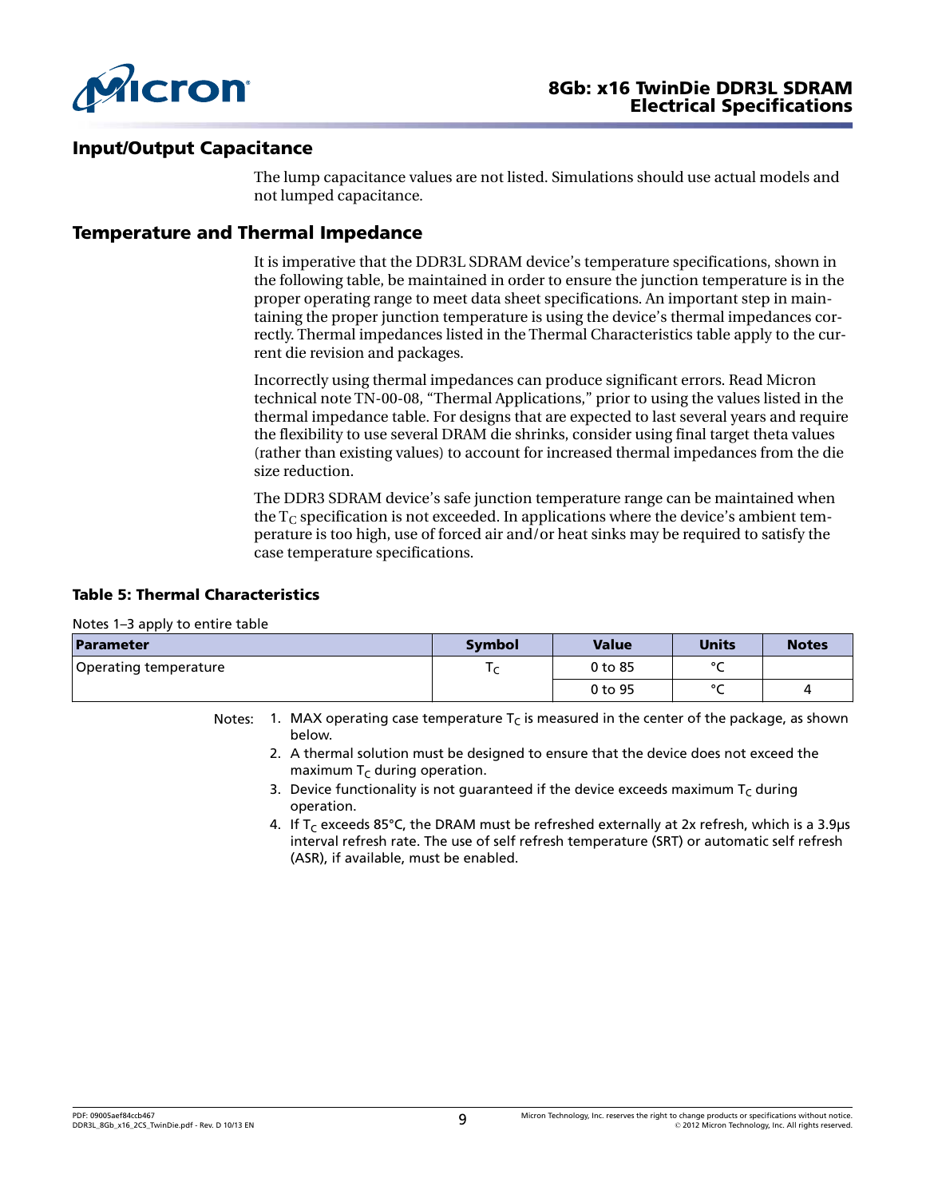## Input/Output Capacitance

The lump capacitance values are not listed. Simulations should use actual models and not lumped capacitance.

## Temperature and Thermal Impedance

It is imperative that the DDR3L SDRAM device's temperature specifications, shown in the following table, be maintained in order to ensure the junction temperature is in the proper operating range to meet data sheet specifications. An important step in maintaining the proper junction temperature is using the device's thermal impedances correctly. Thermal impedances listed in the Thermal Characteristics table apply to the current die revision and packages.

Incorrectly using thermal impedances can produce significant errors. Read Micron technical note TN-00-08, "Thermal Applications," prior to using the values listed in the thermal impedance table. For designs that are expected to last several years and require the flexibility to use several DRAM die shrinks, consider using final target theta values (rather than existing values) to account for increased thermal impedances from the die size reduction.

The DDR3 SDRAM device's safe junction temperature range can be maintained when the $T_C$ specification is not exceeded. In applications where the device's ambient temperature is too high, use of forced air and/or heat sinks may be required to satisfy the case temperature specifications.

**Table 5: Thermal Characteristics**

Notes 1–3 apply to entire table

| Parameter | Symbol | Value | Units | Notes |
|---|---|---|---|---|
| Operating temperature | $T_C$ | 0 to 85 | °C | |
| | | 0 to 95 | °C | 4 |

Notes:
1. MAX operating case temperature $T_C$ is measured in the center of the package, as shown below.
2. A thermal solution must be designed to ensure that the device does not exceed the maximum $T_C$ during operation.
3. Device functionality is not guaranteed if the device exceeds maximum $T_C$ during operation.
4. If $T_C$ exceeds 85°C, the DRAM must be refreshed externally at 2x refresh, which is a 3.9μs interval refresh rate. The use of self refresh temperature (SRT) or automatic self refresh (ASR), if available, must be enabled.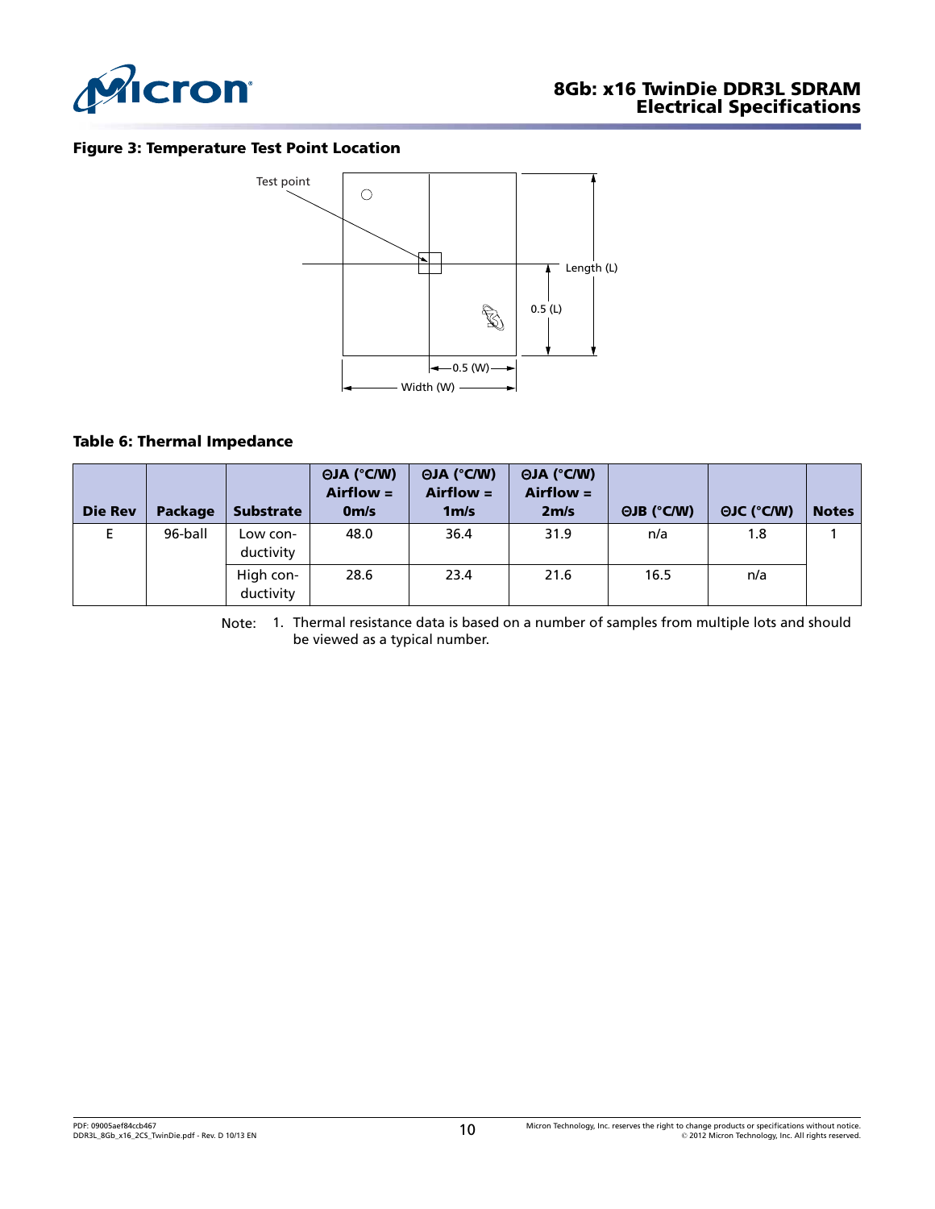**Figure 3: Temperature Test Point Location**

**Table 6: Thermal Impedance**

| Die Rev | Package | Substrate | ΘJA (°C/W) Airflow = 0m/s | ΘJA (°C/W) Airflow = 1m/s | ΘJA (°C/W) Airflow = 2m/s | ΘJB (°C/W) | ΘJC (°C/W) | Notes |
|---|---|---|---|---|---|---|---|---|
| E | 96-ball | Low conductivity | 48.0 | 36.4 | 31.9 | n/a | 1.8 | 1 |
| | | High conductivity | 28.6 | 23.4 | 21.6 | 16.5 | n/a | |

Note: 1. Thermal resistance data is based on a number of samples from multiple lots and should be viewed as a typical number.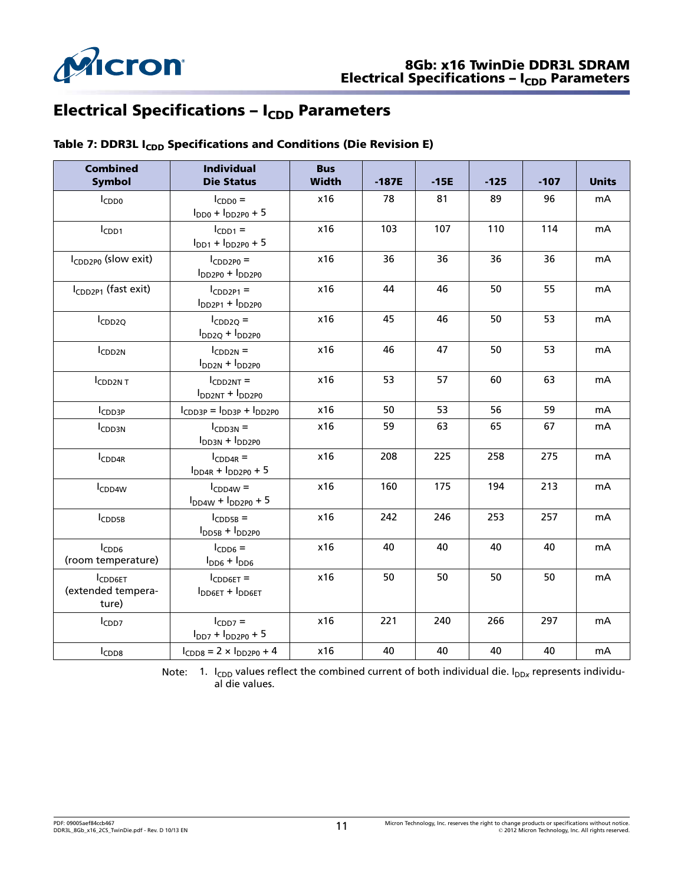# Electrical Specifications – $I_{CDD}$ Parameters

**Table 7: DDR3L $I_{CDD}$ Specifications and Conditions (Die Revision E)**

| Combined Symbol | Individual Die Status | Bus Width | -187E | -15E | -125 | -107 | Units |
|---|---|---|---|---|---|---|---|
| $I_{CDD0}$ | $I_{CDD0}$ = $I_{DD0}$ + $I_{DD2P0}$ + 5 | x16 | 78 | 81 | 89 | 96 | mA |
| $I_{CDD1}$ | $I_{CDD1}$ = $I_{DD1}$ + $I_{DD2P0}$ + 5 | x16 | 103 | 107 | 110 | 114 | mA |
| $I_{CDD2P0}$ (slow exit) | $I_{CDD2P0}$ = $I_{DD2P0}$ + $I_{DD2P0}$ | x16 | 36 | 36 | 36 | 36 | mA |
| $I_{CDD2P1}$ (fast exit) | $I_{CDD2P1}$ = $I_{DD2P1}$ + $I_{DD2P0}$ | x16 | 44 | 46 | 50 | 55 | mA |
| $I_{CDD2Q}$ | $I_{CDD2Q}$ = $I_{DD2Q}$ + $I_{DD2P0}$ | x16 | 45 | 46 | 50 | 53 | mA |
| $I_{CDD2N}$ | $I_{CDD2N}$ = $I_{DD2N}$ + $I_{DD2P0}$ | x16 | 46 | 47 | 50 | 53 | mA |
| $I_{CDD2N T}$ | $I_{CDD2NT}$ = $I_{DD2NT}$ + $I_{DD2P0}$ | x16 | 53 | 57 | 60 | 63 | mA |
| $I_{CDD3P}$ | $I_{CDD3P}$ = $I_{DD3P}$ + $I_{DD2P0}$ | x16 | 50 | 53 | 56 | 59 | mA |
| $I_{CDD3N}$ | $I_{CDD3N}$ = $I_{DD3N}$ + $I_{DD2P0}$ | x16 | 59 | 63 | 65 | 67 | mA |
| $I_{CDD4R}$ | $I_{CDD4R}$ = $I_{DD4R}$ + $I_{DD2P0}$ + 5 | x16 | 208 | 225 | 258 | 275 | mA |
| $I_{CDD4W}$ | $I_{CDD4W}$ = $I_{DD4W}$ + $I_{DD2P0}$ + 5 | x16 | 160 | 175 | 194 | 213 | mA |
| $I_{CDD5B}$ | $I_{CDD5B}$ = $I_{DD5B}$ + $I_{DD2P0}$ | x16 | 242 | 246 | 253 | 257 | mA |
| $I_{CDD6}$ (room temperature) | $I_{CDD6}$ = $I_{DD6}$ + $I_{DD6}$ | x16 | 40 | 40 | 40 | 40 | mA |
| $I_{CDD6ET}$ (extended temperature) | $I_{CDD6ET}$ = $I_{DD6ET}$ + $I_{DD6ET}$ | x16 | 50 | 50 | 50 | 50 | mA |
| $I_{CDD7}$ | $I_{CDD7}$ = $I_{DD7}$ + $I_{DD2P0}$ + 5 | x16 | 221 | 240 | 266 | 297 | mA |
| $I_{CDD8}$ | $I_{CDD8}$ = 2 × $I_{DD2P0}$ + 4 | x16 | 40 | 40 | 40 | 40 | mA |

Note: 1. $I_{CDD}$ values reflect the combined current of both individual die. $I_{DDx}$ represents individual die values.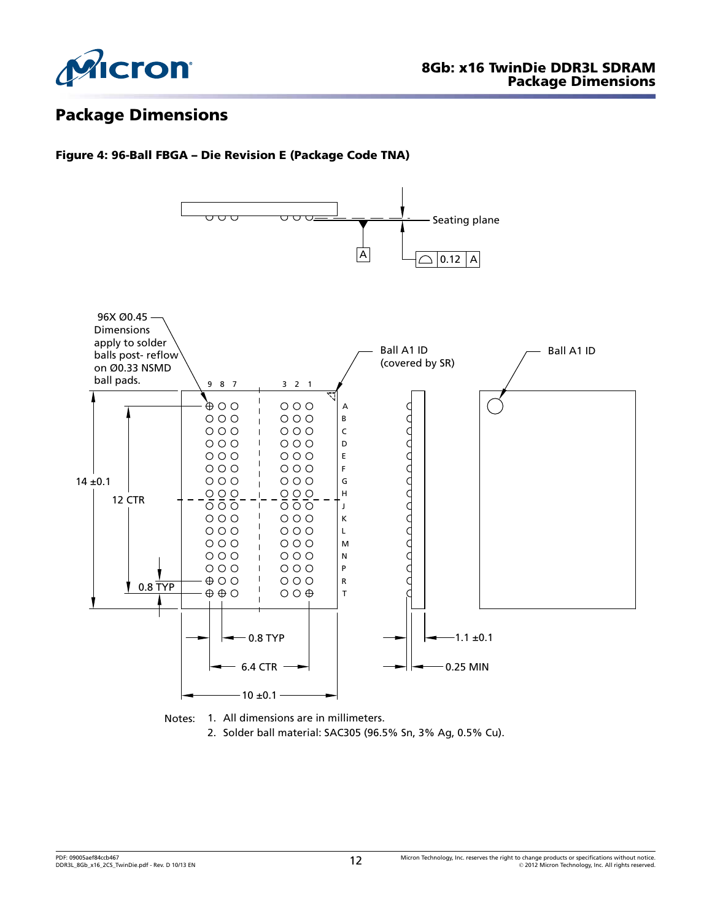## Package Dimensions

**Figure 4: 96-Ball FBGA – Die Revision E (Package Code TNA)**

Notes:
1. All dimensions are in millimeters.
2. Solder ball material: SAC305 (96.5% Sn, 3% Ag, 0.5% Cu).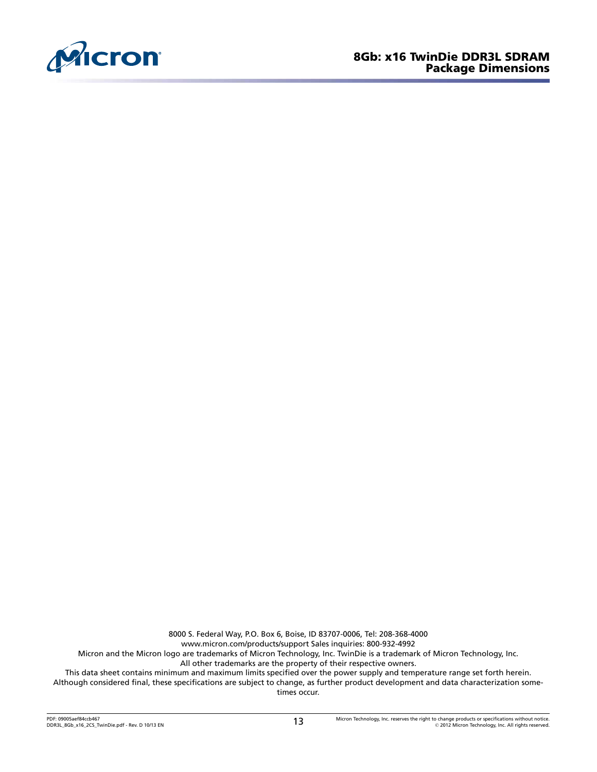8000 S. Federal Way, P.O. Box 6, Boise, ID 83707-0006, Tel: 208-368-4000
www.micron.com/products/support Sales inquiries: 800-932-4992
Micron and the Micron logo are trademarks of Micron Technology, Inc. TwinDie is a trademark of Micron Technology, Inc.
All other trademarks are the property of their respective owners.
This data sheet contains minimum and maximum limits specified over the power supply and temperature range set forth herein.
Although considered final, these specifications are subject to change, as further product development and data characterization sometimes occur.